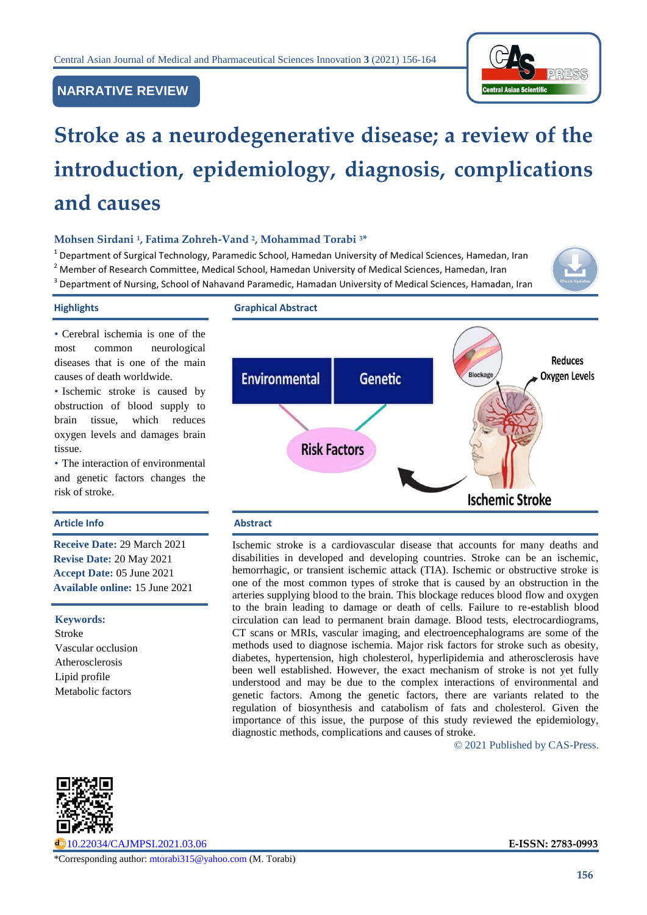NARRATIVE REVIEW

# Stroke as a neurodegenerative disease; a review of the introduction, epidemiology, diagnosis, complications and causes

**Mohsen Sirdani [1], Fatima Zohreh-Vand [2], Mohammad Torabi [3]***

[1] Department of Surgical Technology, Paramedic School, Hamedan University of Medical Sciences, Hamedan, Iran
[2] Member of Research Committee, Medical School, Hamedan University of Medical Sciences, Hamedan, Iran
[3] Department of Nursing, School of Nahavand Paramedic, Hamadan University of Medical Sciences, Hamadan, Iran

## Highlights

- Cerebral ischemia is one of the most common neurological diseases that is one of the main causes of death worldwide.
- Ischemic stroke is caused by obstruction of blood supply to brain tissue, which reduces oxygen levels and damages brain tissue.
- The interaction of environmental and genetic factors changes the risk of stroke.

## Graphical Abstract

Environmental | Genetic | Risk Factors | Blockage | Reduces Oxygen Levels | Ischemic Stroke

## Article Info

**Receive Date:** 29 March 2021
**Revise Date:** 20 May 2021
**Accept Date:** 05 June 2021
**Available online:** 15 June 2021

**Keywords:**
Stroke
Vascular occlusion
Atherosclerosis
Lipid profile
Metabolic factors

## Abstract

Ischemic stroke is a cardiovascular disease that accounts for many deaths and disabilities in developed and developing countries. Stroke can be an ischemic, hemorrhagic, or transient ischemic attack (TIA). Ischemic or obstructive stroke is one of the most common types of stroke that is caused by an obstruction in the arteries supplying blood to the brain. This blockage reduces blood flow and oxygen to the brain leading to damage or death of cells. Failure to re-establish blood circulation can lead to permanent brain damage. Blood tests, electrocardiograms, CT scans or MRIs, vascular imaging, and electroencephalograms are some of the methods used to diagnose ischemia. Major risk factors for stroke such as obesity, diabetes, hypertension, high cholesterol, hyperlipidemia and atherosclerosis have been well established. However, the exact mechanism of stroke is not yet fully understood and may be due to the complex interactions of environmental and genetic factors. Among the genetic factors, there are variants related to the regulation of biosynthesis and catabolism of fats and cholesterol. Given the importance of this issue, the purpose of this study reviewed the epidemiology, diagnostic methods, complications and causes of stroke.

© 2021 Published by CAS-Press.

10.22034/CAJMPSI.2021.03.06

**E-ISSN: 2783-0993**

*Corresponding author: mtorabi315@yahoo.com (M. Torabi)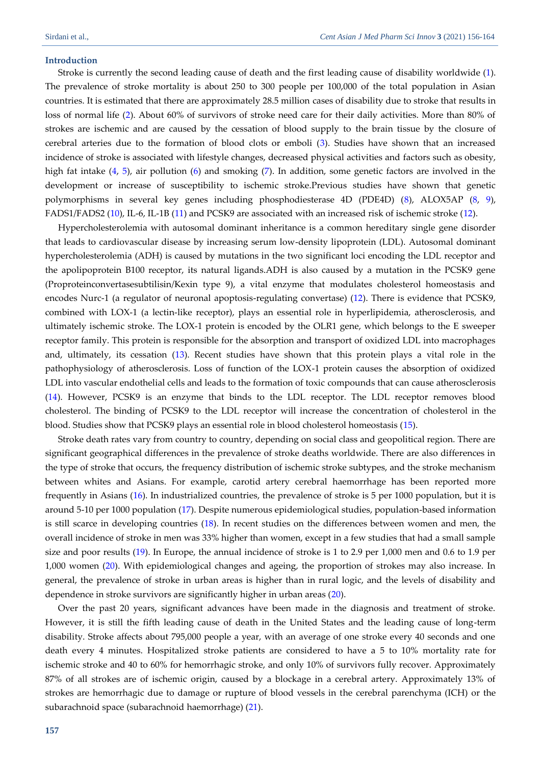## Introduction

Stroke is currently the second leading cause of death and the first leading cause of disability worldwide (1). The prevalence of stroke mortality is about 250 to 300 people per 100,000 of the total population in Asian countries. It is estimated that there are approximately 28.5 million cases of disability due to stroke that results in loss of normal life (2). About 60% of survivors of stroke need care for their daily activities. More than 80% of strokes are ischemic and are caused by the cessation of blood supply to the brain tissue by the closure of cerebral arteries due to the formation of blood clots or emboli (3). Studies have shown that an increased incidence of stroke is associated with lifestyle changes, decreased physical activities and factors such as obesity, high fat intake (4, 5), air pollution (6) and smoking (7). In addition, some genetic factors are involved in the development or increase of susceptibility to ischemic stroke.Previous studies have shown that genetic polymorphisms in several key genes including phosphodiesterase 4D (PDE4D) (8), ALOX5AP (8, 9), FADS1/FADS2 (10), IL-6, IL-1B (11) and PCSK9 are associated with an increased risk of ischemic stroke (12).

Hypercholesterolemia with autosomal dominant inheritance is a common hereditary single gene disorder that leads to cardiovascular disease by increasing serum low-density lipoprotein (LDL). Autosomal dominant hypercholesterolemia (ADH) is caused by mutations in the two significant loci encoding the LDL receptor and the apolipoprotein B100 receptor, its natural ligands.ADH is also caused by a mutation in the PCSK9 gene (Proproteinconvertasesubtilisin/Kexin type 9), a vital enzyme that modulates cholesterol homeostasis and encodes Nurc-1 (a regulator of neuronal apoptosis-regulating convertase) (12). There is evidence that PCSK9, combined with LOX-1 (a lectin-like receptor), plays an essential role in hyperlipidemia, atherosclerosis, and ultimately ischemic stroke. The LOX-1 protein is encoded by the OLR1 gene, which belongs to the E sweeper receptor family. This protein is responsible for the absorption and transport of oxidized LDL into macrophages and, ultimately, its cessation (13). Recent studies have shown that this protein plays a vital role in the pathophysiology of atherosclerosis. Loss of function of the LOX-1 protein causes the absorption of oxidized LDL into vascular endothelial cells and leads to the formation of toxic compounds that can cause atherosclerosis (14). However, PCSK9 is an enzyme that binds to the LDL receptor. The LDL receptor removes blood cholesterol. The binding of PCSK9 to the LDL receptor will increase the concentration of cholesterol in the blood. Studies show that PCSK9 plays an essential role in blood cholesterol homeostasis (15).

Stroke death rates vary from country to country, depending on social class and geopolitical region. There are significant geographical differences in the prevalence of stroke deaths worldwide. There are also differences in the type of stroke that occurs, the frequency distribution of ischemic stroke subtypes, and the stroke mechanism between whites and Asians. For example, carotid artery cerebral haemorrhage has been reported more frequently in Asians (16). In industrialized countries, the prevalence of stroke is 5 per 1000 population, but it is around 5-10 per 1000 population (17). Despite numerous epidemiological studies, population-based information is still scarce in developing countries (18). In recent studies on the differences between women and men, the overall incidence of stroke in men was 33% higher than women, except in a few studies that had a small sample size and poor results (19). In Europe, the annual incidence of stroke is 1 to 2.9 per 1,000 men and 0.6 to 1.9 per 1,000 women (20). With epidemiological changes and ageing, the proportion of strokes may also increase. In general, the prevalence of stroke in urban areas is higher than in rural logic, and the levels of disability and dependence in stroke survivors are significantly higher in urban areas (20).

Over the past 20 years, significant advances have been made in the diagnosis and treatment of stroke. However, it is still the fifth leading cause of death in the United States and the leading cause of long-term disability. Stroke affects about 795,000 people a year, with an average of one stroke every 40 seconds and one death every 4 minutes. Hospitalized stroke patients are considered to have a 5 to 10% mortality rate for ischemic stroke and 40 to 60% for hemorrhagic stroke, and only 10% of survivors fully recover. Approximately 87% of all strokes are of ischemic origin, caused by a blockage in a cerebral artery. Approximately 13% of strokes are hemorrhagic due to damage or rupture of blood vessels in the cerebral parenchyma (ICH) or the subarachnoid space (subarachnoid haemorrhage) (21).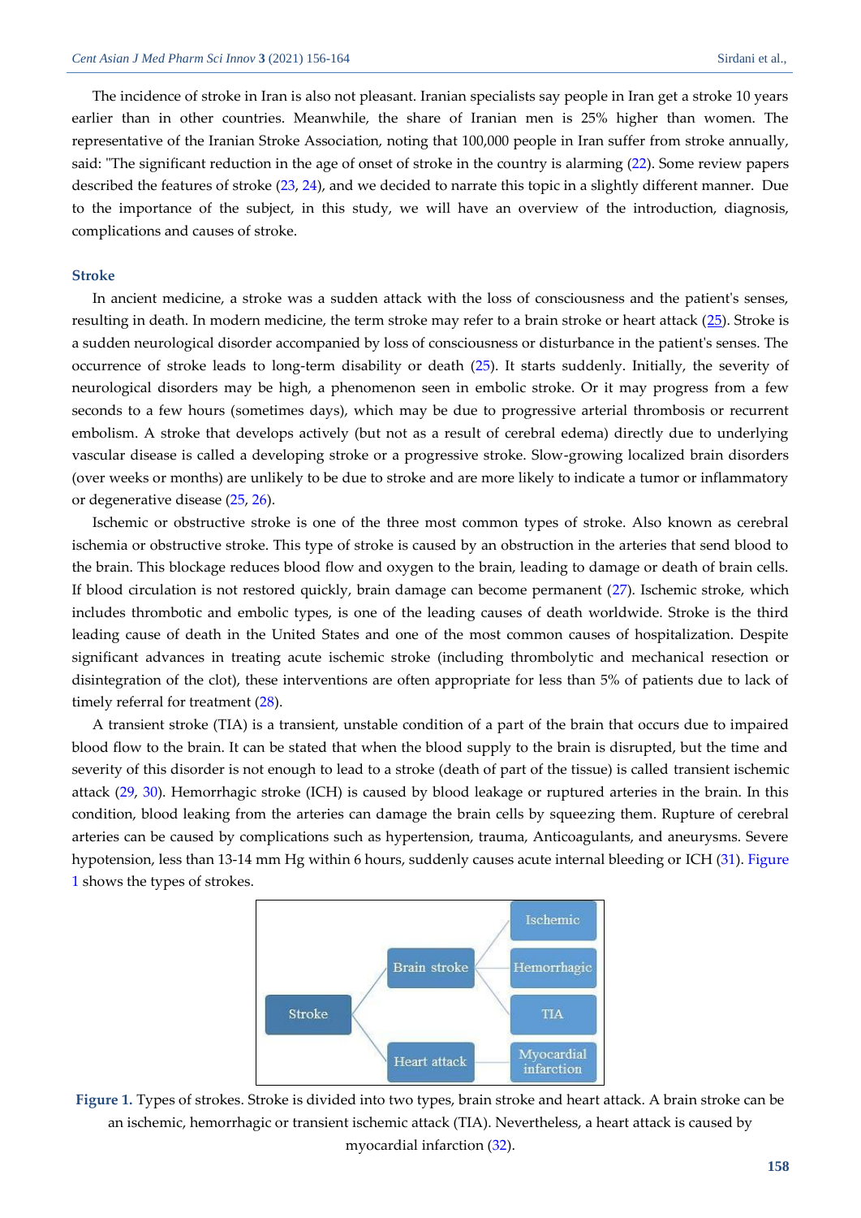The incidence of stroke in Iran is also not pleasant. Iranian specialists say people in Iran get a stroke 10 years earlier than in other countries. Meanwhile, the share of Iranian men is 25% higher than women. The representative of the Iranian Stroke Association, noting that 100,000 people in Iran suffer from stroke annually, said: "The significant reduction in the age of onset of stroke in the country is alarming (22). Some review papers described the features of stroke (23, 24), and we decided to narrate this topic in a slightly different manner. Due to the importance of the subject, in this study, we will have an overview of the introduction, diagnosis, complications and causes of stroke.

## Stroke

In ancient medicine, a stroke was a sudden attack with the loss of consciousness and the patient's senses, resulting in death. In modern medicine, the term stroke may refer to a brain stroke or heart attack (25). Stroke is a sudden neurological disorder accompanied by loss of consciousness or disturbance in the patient's senses. The occurrence of stroke leads to long-term disability or death (25). It starts suddenly. Initially, the severity of neurological disorders may be high, a phenomenon seen in embolic stroke. Or it may progress from a few seconds to a few hours (sometimes days), which may be due to progressive arterial thrombosis or recurrent embolism. A stroke that develops actively (but not as a result of cerebral edema) directly due to underlying vascular disease is called a developing stroke or a progressive stroke. Slow-growing localized brain disorders (over weeks or months) are unlikely to be due to stroke and are more likely to indicate a tumor or inflammatory or degenerative disease (25, 26).

Ischemic or obstructive stroke is one of the three most common types of stroke. Also known as cerebral ischemia or obstructive stroke. This type of stroke is caused by an obstruction in the arteries that send blood to the brain. This blockage reduces blood flow and oxygen to the brain, leading to damage or death of brain cells. If blood circulation is not restored quickly, brain damage can become permanent (27). Ischemic stroke, which includes thrombotic and embolic types, is one of the leading causes of death worldwide. Stroke is the third leading cause of death in the United States and one of the most common causes of hospitalization. Despite significant advances in treating acute ischemic stroke (including thrombolytic and mechanical resection or disintegration of the clot), these interventions are often appropriate for less than 5% of patients due to lack of timely referral for treatment (28).

A transient stroke (TIA) is a transient, unstable condition of a part of the brain that occurs due to impaired blood flow to the brain. It can be stated that when the blood supply to the brain is disrupted, but the time and severity of this disorder is not enough to lead to a stroke (death of part of the tissue) is called transient ischemic attack (29, 30). Hemorrhagic stroke (ICH) is caused by blood leakage or ruptured arteries in the brain. In this condition, blood leaking from the arteries can damage the brain cells by squeezing them. Rupture of cerebral arteries can be caused by complications such as hypertension, trauma, Anticoagulants, and aneurysms. Severe hypotension, less than 13-14 mm Hg within 6 hours, suddenly causes acute internal bleeding or ICH (31). Figure 1 shows the types of strokes.

```
Stroke
├── Brain stroke
│   ├── Ischemic
│   ├── Hemorrhagic
│   └── TIA
└── Heart attack
    └── Myocardial infarction
```

**Figure 1.** Types of strokes. Stroke is divided into two types, brain stroke and heart attack. A brain stroke can be an ischemic, hemorrhagic or transient ischemic attack (TIA). Nevertheless, a heart attack is caused by myocardial infarction (32).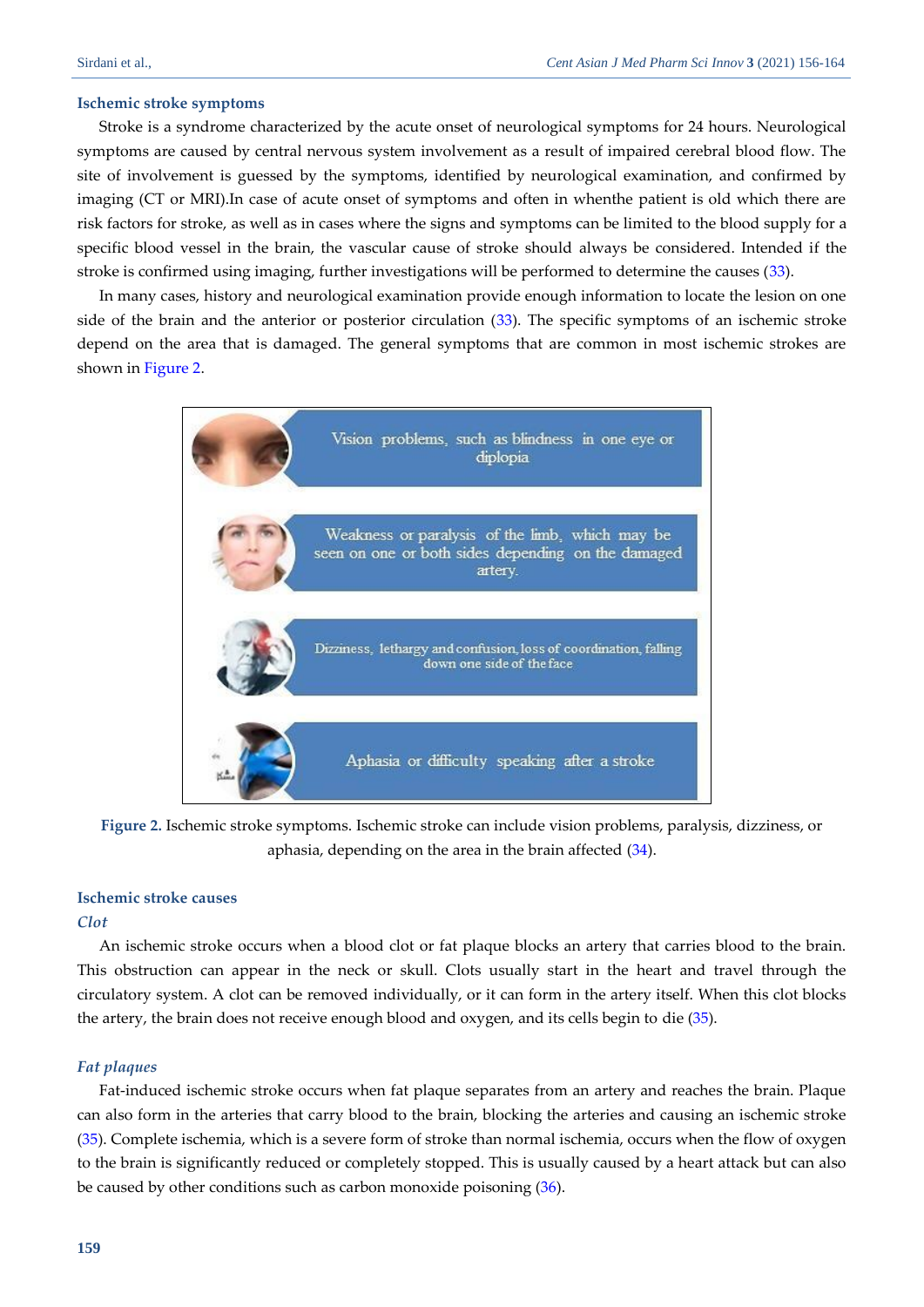### Ischemic stroke symptoms

Stroke is a syndrome characterized by the acute onset of neurological symptoms for 24 hours. Neurological symptoms are caused by central nervous system involvement as a result of impaired cerebral blood flow. The site of involvement is guessed by the symptoms, identified by neurological examination, and confirmed by imaging (CT or MRI).In case of acute onset of symptoms and often in whenthe patient is old which there are risk factors for stroke, as well as in cases where the signs and symptoms can be limited to the blood supply for a specific blood vessel in the brain, the vascular cause of stroke should always be considered. Intended if the stroke is confirmed using imaging, further investigations will be performed to determine the causes (33).

In many cases, history and neurological examination provide enough information to locate the lesion on one side of the brain and the anterior or posterior circulation (33). The specific symptoms of an ischemic stroke depend on the area that is damaged. The general symptoms that are common in most ischemic strokes are shown in Figure 2.

Vision problems, such as blindness in one eye or diplopia

Weakness or paralysis of the limb, which may be seen on one or both sides depending on the damaged artery.

Dizziness, lethargy and confusion, loss of coordination, falling down one side of the face

Aphasia or difficulty speaking after a stroke

**Figure 2.** Ischemic stroke symptoms. Ischemic stroke can include vision problems, paralysis, dizziness, or aphasia, depending on the area in the brain affected (34).

### Ischemic stroke causes

#### *Clot*

An ischemic stroke occurs when a blood clot or fat plaque blocks an artery that carries blood to the brain. This obstruction can appear in the neck or skull. Clots usually start in the heart and travel through the circulatory system. A clot can be removed individually, or it can form in the artery itself. When this clot blocks the artery, the brain does not receive enough blood and oxygen, and its cells begin to die (35).

#### *Fat plaques*

Fat-induced ischemic stroke occurs when fat plaque separates from an artery and reaches the brain. Plaque can also form in the arteries that carry blood to the brain, blocking the arteries and causing an ischemic stroke (35). Complete ischemia, which is a severe form of stroke than normal ischemia, occurs when the flow of oxygen to the brain is significantly reduced or completely stopped. This is usually caused by a heart attack but can also be caused by other conditions such as carbon monoxide poisoning (36).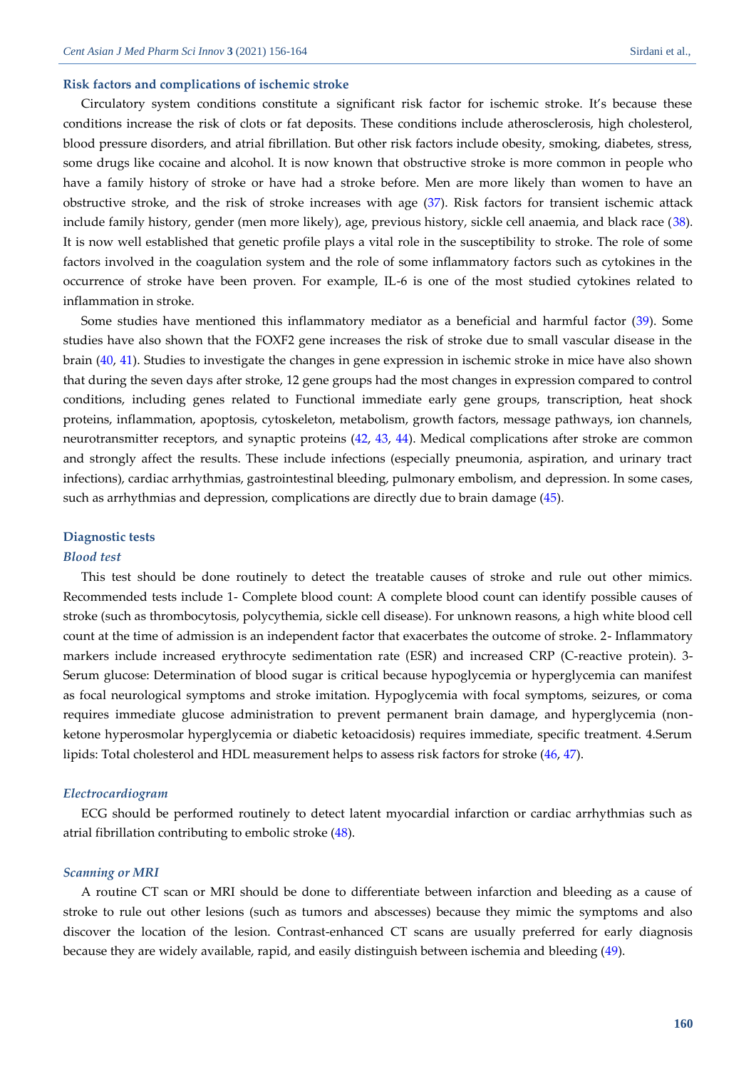### Risk factors and complications of ischemic stroke

Circulatory system conditions constitute a significant risk factor for ischemic stroke. It's because these conditions increase the risk of clots or fat deposits. These conditions include atherosclerosis, high cholesterol, blood pressure disorders, and atrial fibrillation. But other risk factors include obesity, smoking, diabetes, stress, some drugs like cocaine and alcohol. It is now known that obstructive stroke is more common in people who have a family history of stroke or have had a stroke before. Men are more likely than women to have an obstructive stroke, and the risk of stroke increases with age (37). Risk factors for transient ischemic attack include family history, gender (men more likely), age, previous history, sickle cell anaemia, and black race (38). It is now well established that genetic profile plays a vital role in the susceptibility to stroke. The role of some factors involved in the coagulation system and the role of some inflammatory factors such as cytokines in the occurrence of stroke have been proven. For example, IL-6 is one of the most studied cytokines related to inflammation in stroke.

Some studies have mentioned this inflammatory mediator as a beneficial and harmful factor (39). Some studies have also shown that the FOXF2 gene increases the risk of stroke due to small vascular disease in the brain (40, 41). Studies to investigate the changes in gene expression in ischemic stroke in mice have also shown that during the seven days after stroke, 12 gene groups had the most changes in expression compared to control conditions, including genes related to Functional immediate early gene groups, transcription, heat shock proteins, inflammation, apoptosis, cytoskeleton, metabolism, growth factors, message pathways, ion channels, neurotransmitter receptors, and synaptic proteins (42, 43, 44). Medical complications after stroke are common and strongly affect the results. These include infections (especially pneumonia, aspiration, and urinary tract infections), cardiac arrhythmias, gastrointestinal bleeding, pulmonary embolism, and depression. In some cases, such as arrhythmias and depression, complications are directly due to brain damage (45).

### Diagnostic tests

#### *Blood test*

This test should be done routinely to detect the treatable causes of stroke and rule out other mimics. Recommended tests include 1- Complete blood count: A complete blood count can identify possible causes of stroke (such as thrombocytosis, polycythemia, sickle cell disease). For unknown reasons, a high white blood cell count at the time of admission is an independent factor that exacerbates the outcome of stroke. 2- Inflammatory markers include increased erythrocyte sedimentation rate (ESR) and increased CRP (C-reactive protein). 3- Serum glucose: Determination of blood sugar is critical because hypoglycemia or hyperglycemia can manifest as focal neurological symptoms and stroke imitation. Hypoglycemia with focal symptoms, seizures, or coma requires immediate glucose administration to prevent permanent brain damage, and hyperglycemia (non-ketone hyperosmolar hyperglycemia or diabetic ketoacidosis) requires immediate, specific treatment. 4.Serum lipids: Total cholesterol and HDL measurement helps to assess risk factors for stroke (46, 47).

#### *Electrocardiogram*

ECG should be performed routinely to detect latent myocardial infarction or cardiac arrhythmias such as atrial fibrillation contributing to embolic stroke (48).

#### *Scanning or MRI*

A routine CT scan or MRI should be done to differentiate between infarction and bleeding as a cause of stroke to rule out other lesions (such as tumors and abscesses) because they mimic the symptoms and also discover the location of the lesion. Contrast-enhanced CT scans are usually preferred for early diagnosis because they are widely available, rapid, and easily distinguish between ischemia and bleeding (49).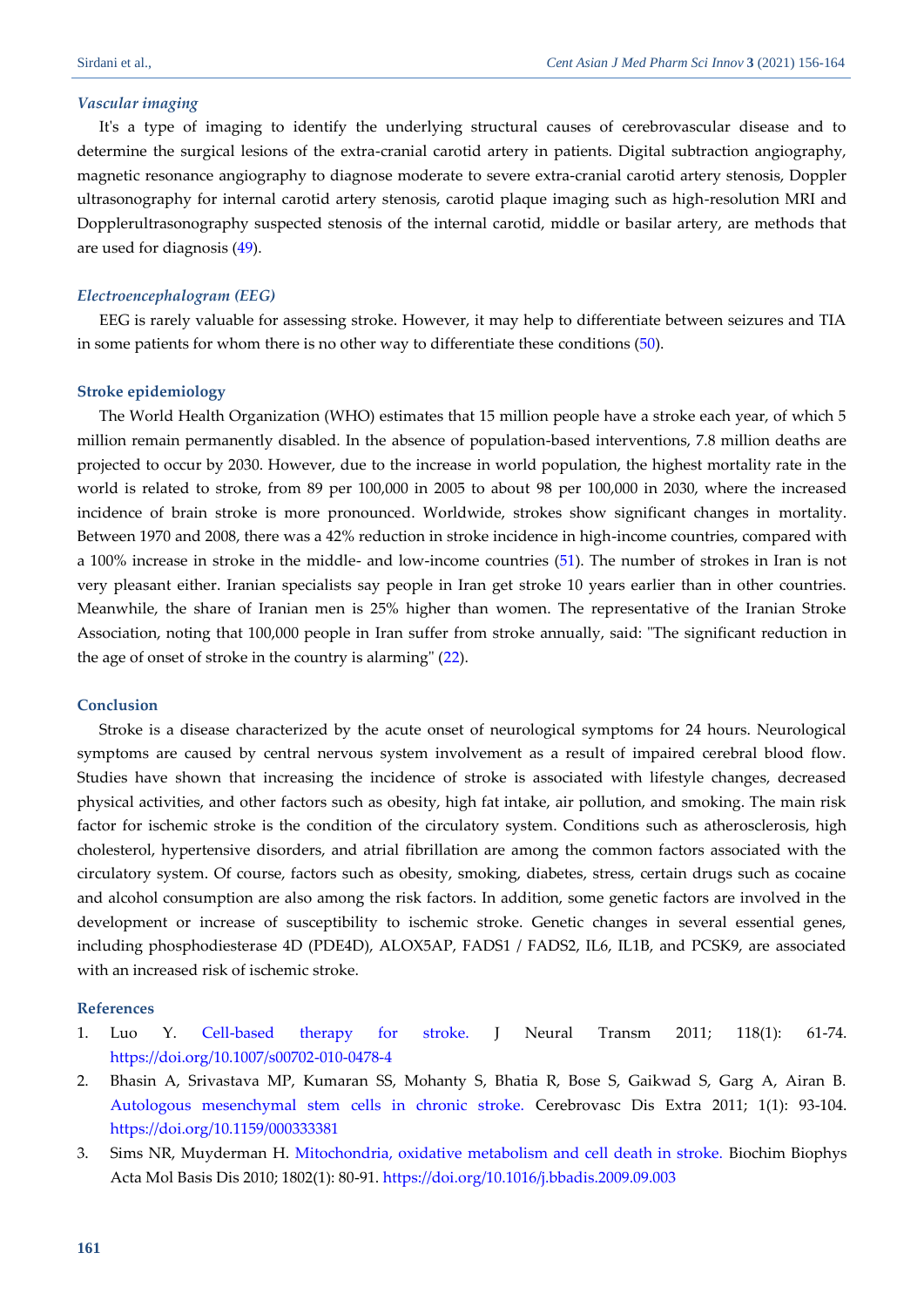### *Vascular imaging*

It's a type of imaging to identify the underlying structural causes of cerebrovascular disease and to determine the surgical lesions of the extra-cranial carotid artery in patients. Digital subtraction angiography, magnetic resonance angiography to diagnose moderate to severe extra-cranial carotid artery stenosis, Doppler ultrasonography for internal carotid artery stenosis, carotid plaque imaging such as high-resolution MRI and Dopplerultrasonography suspected stenosis of the internal carotid, middle or basilar artery, are methods that are used for diagnosis (49).

### *Electroencephalogram (EEG)*

EEG is rarely valuable for assessing stroke. However, it may help to differentiate between seizures and TIA in some patients for whom there is no other way to differentiate these conditions (50).

## Stroke epidemiology

The World Health Organization (WHO) estimates that 15 million people have a stroke each year, of which 5 million remain permanently disabled. In the absence of population-based interventions, 7.8 million deaths are projected to occur by 2030. However, due to the increase in world population, the highest mortality rate in the world is related to stroke, from 89 per 100,000 in 2005 to about 98 per 100,000 in 2030, where the increased incidence of brain stroke is more pronounced. Worldwide, strokes show significant changes in mortality. Between 1970 and 2008, there was a 42% reduction in stroke incidence in high-income countries, compared with a 100% increase in stroke in the middle- and low-income countries (51). The number of strokes in Iran is not very pleasant either. Iranian specialists say people in Iran get stroke 10 years earlier than in other countries. Meanwhile, the share of Iranian men is 25% higher than women. The representative of the Iranian Stroke Association, noting that 100,000 people in Iran suffer from stroke annually, said: "The significant reduction in the age of onset of stroke in the country is alarming" (22).

## Conclusion

Stroke is a disease characterized by the acute onset of neurological symptoms for 24 hours. Neurological symptoms are caused by central nervous system involvement as a result of impaired cerebral blood flow. Studies have shown that increasing the incidence of stroke is associated with lifestyle changes, decreased physical activities, and other factors such as obesity, high fat intake, air pollution, and smoking. The main risk factor for ischemic stroke is the condition of the circulatory system. Conditions such as atherosclerosis, high cholesterol, hypertensive disorders, and atrial fibrillation are among the common factors associated with the circulatory system. Of course, factors such as obesity, smoking, diabetes, stress, certain drugs such as cocaine and alcohol consumption are also among the risk factors. In addition, some genetic factors are involved in the development or increase of susceptibility to ischemic stroke. Genetic changes in several essential genes, including phosphodiesterase 4D (PDE4D), ALOX5AP, FADS1 / FADS2, IL6, IL1B, and PCSK9, are associated with an increased risk of ischemic stroke.

## References

1. Luo Y. Cell-based therapy for stroke. J Neural Transm 2011; 118(1): 61-74. https://doi.org/10.1007/s00702-010-0478-4
2. Bhasin A, Srivastava MP, Kumaran SS, Mohanty S, Bhatia R, Bose S, Gaikwad S, Garg A, Airan B. Autologous mesenchymal stem cells in chronic stroke. Cerebrovasc Dis Extra 2011; 1(1): 93-104. https://doi.org/10.1159/000333381
3. Sims NR, Muyderman H. Mitochondria, oxidative metabolism and cell death in stroke. Biochim Biophys Acta Mol Basis Dis 2010; 1802(1): 80-91. https://doi.org/10.1016/j.bbadis.2009.09.003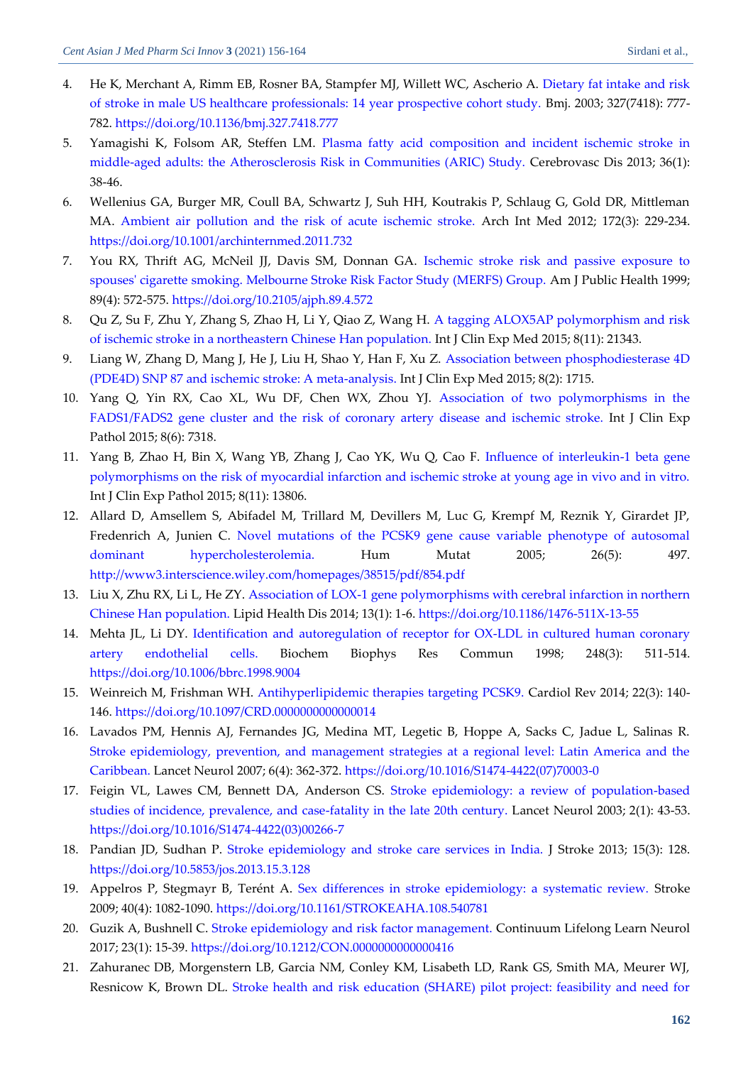4. He K, Merchant A, Rimm EB, Rosner BA, Stampfer MJ, Willett WC, Ascherio A. Dietary fat intake and risk of stroke in male US healthcare professionals: 14 year prospective cohort study. Bmj. 2003; 327(7418): 777-782. https://doi.org/10.1136/bmj.327.7418.777
5. Yamagishi K, Folsom AR, Steffen LM. Plasma fatty acid composition and incident ischemic stroke in middle-aged adults: the Atherosclerosis Risk in Communities (ARIC) Study. Cerebrovasc Dis 2013; 36(1): 38-46.
6. Wellenius GA, Burger MR, Coull BA, Schwartz J, Suh HH, Koutrakis P, Schlaug G, Gold DR, Mittleman MA. Ambient air pollution and the risk of acute ischemic stroke. Arch Int Med 2012; 172(3): 229-234. https://doi.org/10.1001/archinternmed.2011.732
7. You RX, Thrift AG, McNeil JJ, Davis SM, Donnan GA. Ischemic stroke risk and passive exposure to spouses' cigarette smoking. Melbourne Stroke Risk Factor Study (MERFS) Group. Am J Public Health 1999; 89(4): 572-575. https://doi.org/10.2105/ajph.89.4.572
8. Qu Z, Su F, Zhu Y, Zhang S, Zhao H, Li Y, Qiao Z, Wang H. A tagging ALOX5AP polymorphism and risk of ischemic stroke in a northeastern Chinese Han population. Int J Clin Exp Med 2015; 8(11): 21343.
9. Liang W, Zhang D, Mang J, He J, Liu H, Shao Y, Han F, Xu Z. Association between phosphodiesterase 4D (PDE4D) SNP 87 and ischemic stroke: A meta-analysis. Int J Clin Exp Med 2015; 8(2): 1715.
10. Yang Q, Yin RX, Cao XL, Wu DF, Chen WX, Zhou YJ. Association of two polymorphisms in the FADS1/FADS2 gene cluster and the risk of coronary artery disease and ischemic stroke. Int J Clin Exp Pathol 2015; 8(6): 7318.
11. Yang B, Zhao H, Bin X, Wang YB, Zhang J, Cao YK, Wu Q, Cao F. Influence of interleukin-1 beta gene polymorphisms on the risk of myocardial infarction and ischemic stroke at young age in vivo and in vitro. Int J Clin Exp Pathol 2015; 8(11): 13806.
12. Allard D, Amsellem S, Abifadel M, Trillard M, Devillers M, Luc G, Krempf M, Reznik Y, Girardet JP, Fredenrich A, Junien C. Novel mutations of the PCSK9 gene cause variable phenotype of autosomal dominant hypercholesterolemia. Hum Mutat 2005; 26(5): 497. http://www3.interscience.wiley.com/homepages/38515/pdf/854.pdf
13. Liu X, Zhu RX, Li L, He ZY. Association of LOX-1 gene polymorphisms with cerebral infarction in northern Chinese Han population. Lipid Health Dis 2014; 13(1): 1-6. https://doi.org/10.1186/1476-511X-13-55
14. Mehta JL, Li DY. Identification and autoregulation of receptor for OX-LDL in cultured human coronary artery endothelial cells. Biochem Biophys Res Commun 1998; 248(3): 511-514. https://doi.org/10.1006/bbrc.1998.9004
15. Weinreich M, Frishman WH. Antihyperlipidemic therapies targeting PCSK9. Cardiol Rev 2014; 22(3): 140-146. https://doi.org/10.1097/CRD.0000000000000014
16. Lavados PM, Hennis AJ, Fernandes JG, Medina MT, Legetic B, Hoppe A, Sacks C, Jadue L, Salinas R. Stroke epidemiology, prevention, and management strategies at a regional level: Latin America and the Caribbean. Lancet Neurol 2007; 6(4): 362-372. https://doi.org/10.1016/S1474-4422(07)70003-0
17. Feigin VL, Lawes CM, Bennett DA, Anderson CS. Stroke epidemiology: a review of population-based studies of incidence, prevalence, and case-fatality in the late 20th century. Lancet Neurol 2003; 2(1): 43-53. https://doi.org/10.1016/S1474-4422(03)00266-7
18. Pandian JD, Sudhan P. Stroke epidemiology and stroke care services in India. J Stroke 2013; 15(3): 128. https://doi.org/10.5853/jos.2013.15.3.128
19. Appelros P, Stegmayr B, Terént A. Sex differences in stroke epidemiology: a systematic review. Stroke 2009; 40(4): 1082-1090. https://doi.org/10.1161/STROKEAHA.108.540781
20. Guzik A, Bushnell C. Stroke epidemiology and risk factor management. Continuum Lifelong Learn Neurol 2017; 23(1): 15-39. https://doi.org/10.1212/CON.0000000000000416
21. Zahuranec DB, Morgenstern LB, Garcia NM, Conley KM, Lisabeth LD, Rank GS, Smith MA, Meurer WJ, Resnicow K, Brown DL. Stroke health and risk education (SHARE) pilot project: feasibility and need for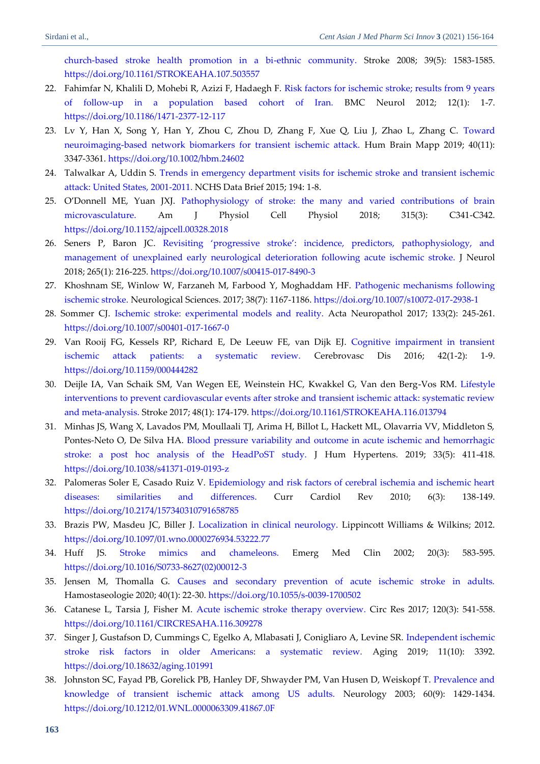church-based stroke health promotion in a bi-ethnic community. Stroke 2008; 39(5): 1583-1585. https://doi.org/10.1161/STROKEAHA.107.503557

22. Fahimfar N, Khalili D, Mohebi R, Azizi F, Hadaegh F. Risk factors for ischemic stroke; results from 9 years of follow-up in a population based cohort of Iran. BMC Neurol 2012; 12(1): 1-7. https://doi.org/10.1186/1471-2377-12-117
23. Lv Y, Han X, Song Y, Han Y, Zhou C, Zhou D, Zhang F, Xue Q, Liu J, Zhao L, Zhang C. Toward neuroimaging-based network biomarkers for transient ischemic attack. Hum Brain Mapp 2019; 40(11): 3347-3361. https://doi.org/10.1002/hbm.24602
24. Talwalkar A, Uddin S. Trends in emergency department visits for ischemic stroke and transient ischemic attack: United States, 2001-2011. NCHS Data Brief 2015; 194: 1-8.
25. O'Donnell ME, Yuan JXJ. Pathophysiology of stroke: the many and varied contributions of brain microvasculature. Am J Physiol Cell Physiol 2018; 315(3): C341-C342. https://doi.org/10.1152/ajpcell.00328.2018
26. Seners P, Baron JC. Revisiting 'progressive stroke': incidence, predictors, pathophysiology, and management of unexplained early neurological deterioration following acute ischemic stroke. J Neurol 2018; 265(1): 216-225. https://doi.org/10.1007/s00415-017-8490-3
27. Khoshnam SE, Winlow W, Farzaneh M, Farbood Y, Moghaddam HF. Pathogenic mechanisms following ischemic stroke. Neurological Sciences. 2017; 38(7): 1167-1186. https://doi.org/10.1007/s10072-017-2938-1
28. Sommer CJ. Ischemic stroke: experimental models and reality. Acta Neuropathol 2017; 133(2): 245-261. https://doi.org/10.1007/s00401-017-1667-0
29. Van Rooij FG, Kessels RP, Richard E, De Leeuw FE, van Dijk EJ. Cognitive impairment in transient ischemic attack patients: a systematic review. Cerebrovasc Dis 2016; 42(1-2): 1-9. https://doi.org/10.1159/000444282
30. Deijle IA, Van Schaik SM, Van Wegen EE, Weinstein HC, Kwakkel G, Van den Berg-Vos RM. Lifestyle interventions to prevent cardiovascular events after stroke and transient ischemic attack: systematic review and meta-analysis. Stroke 2017; 48(1): 174-179. https://doi.org/10.1161/STROKEAHA.116.013794
31. Minhas JS, Wang X, Lavados PM, Moullaali TJ, Arima H, Billot L, Hackett ML, Olavarria VV, Middleton S, Pontes-Neto O, De Silva HA. Blood pressure variability and outcome in acute ischemic and hemorrhagic stroke: a post hoc analysis of the HeadPoST study. J Hum Hypertens. 2019; 33(5): 411-418. https://doi.org/10.1038/s41371-019-0193-z
32. Palomeras Soler E, Casado Ruiz V. Epidemiology and risk factors of cerebral ischemia and ischemic heart diseases: similarities and differences. Curr Cardiol Rev 2010; 6(3): 138-149. https://doi.org/10.2174/157340310791658785
33. Brazis PW, Masdeu JC, Biller J. Localization in clinical neurology. Lippincott Williams & Wilkins; 2012. https://doi.org/10.1097/01.wno.0000276934.53222.77
34. Huff JS. Stroke mimics and chameleons. Emerg Med Clin 2002; 20(3): 583-595. https://doi.org/10.1016/S0733-8627(02)00012-3
35. Jensen M, Thomalla G. Causes and secondary prevention of acute ischemic stroke in adults. Hamostaseologie 2020; 40(1): 22-30. https://doi.org/10.1055/s-0039-1700502
36. Catanese L, Tarsia J, Fisher M. Acute ischemic stroke therapy overview. Circ Res 2017; 120(3): 541-558. https://doi.org/10.1161/CIRCRESAHA.116.309278
37. Singer J, Gustafson D, Cummings C, Egelko A, Mlabasati J, Conigliaro A, Levine SR. Independent ischemic stroke risk factors in older Americans: a systematic review. Aging 2019; 11(10): 3392. https://doi.org/10.18632/aging.101991
38. Johnston SC, Fayad PB, Gorelick PB, Hanley DF, Shwayder PM, Van Husen D, Weiskopf T. Prevalence and knowledge of transient ischemic attack among US adults. Neurology 2003; 60(9): 1429-1434. https://doi.org/10.1212/01.WNL.0000063309.41867.0F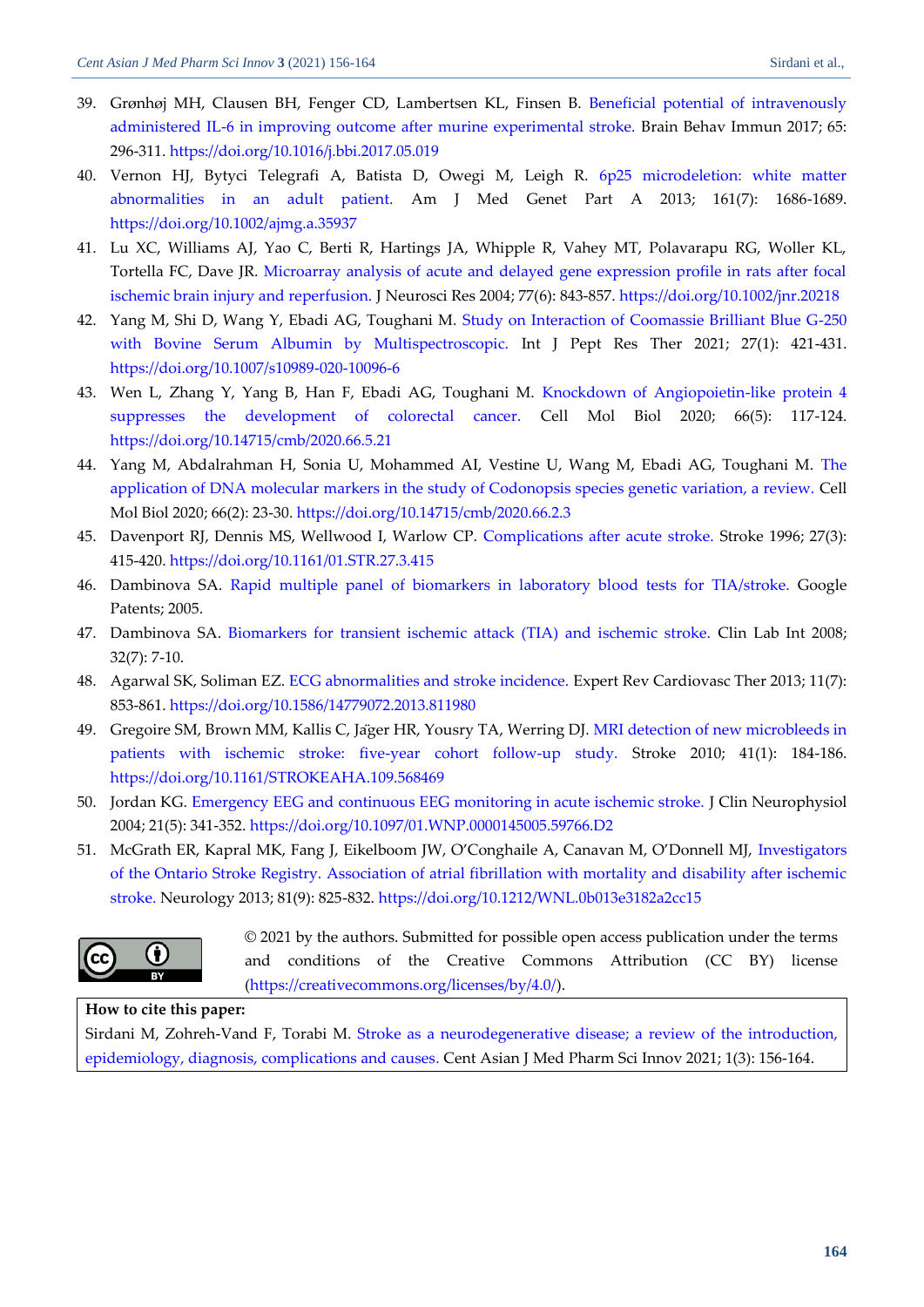39. Grønhøj MH, Clausen BH, Fenger CD, Lambertsen KL, Finsen B. Beneficial potential of intravenously administered IL-6 in improving outcome after murine experimental stroke. Brain Behav Immun 2017; 65: 296-311. https://doi.org/10.1016/j.bbi.2017.05.019
40. Vernon HJ, Bytyci Telegrafi A, Batista D, Owegi M, Leigh R. 6p25 microdeletion: white matter abnormalities in an adult patient. Am J Med Genet Part A 2013; 161(7): 1686-1689. https://doi.org/10.1002/ajmg.a.35937
41. Lu XC, Williams AJ, Yao C, Berti R, Hartings JA, Whipple R, Vahey MT, Polavarapu RG, Woller KL, Tortella FC, Dave JR. Microarray analysis of acute and delayed gene expression profile in rats after focal ischemic brain injury and reperfusion. J Neurosci Res 2004; 77(6): 843-857. https://doi.org/10.1002/jnr.20218
42. Yang M, Shi D, Wang Y, Ebadi AG, Toughani M. Study on Interaction of Coomassie Brilliant Blue G-250 with Bovine Serum Albumin by Multispectroscopic. Int J Pept Res Ther 2021; 27(1): 421-431. https://doi.org/10.1007/s10989-020-10096-6
43. Wen L, Zhang Y, Yang B, Han F, Ebadi AG, Toughani M. Knockdown of Angiopoietin-like protein 4 suppresses the development of colorectal cancer. Cell Mol Biol 2020; 66(5): 117-124. https://doi.org/10.14715/cmb/2020.66.5.21
44. Yang M, Abdalrahman H, Sonia U, Mohammed AI, Vestine U, Wang M, Ebadi AG, Toughani M. The application of DNA molecular markers in the study of Codonopsis species genetic variation, a review. Cell Mol Biol 2020; 66(2): 23-30. https://doi.org/10.14715/cmb/2020.66.2.3
45. Davenport RJ, Dennis MS, Wellwood I, Warlow CP. Complications after acute stroke. Stroke 1996; 27(3): 415-420. https://doi.org/10.1161/01.STR.27.3.415
46. Dambinova SA. Rapid multiple panel of biomarkers in laboratory blood tests for TIA/stroke. Google Patents; 2005.
47. Dambinova SA. Biomarkers for transient ischemic attack (TIA) and ischemic stroke. Clin Lab Int 2008; 32(7): 7-10.
48. Agarwal SK, Soliman EZ. ECG abnormalities and stroke incidence. Expert Rev Cardiovasc Ther 2013; 11(7): 853-861. https://doi.org/10.1586/14779072.2013.811980
49. Gregoire SM, Brown MM, Kallis C, Jäger HR, Yousry TA, Werring DJ. MRI detection of new microbleeds in patients with ischemic stroke: five-year cohort follow-up study. Stroke 2010; 41(1): 184-186. https://doi.org/10.1161/STROKEAHA.109.568469
50. Jordan KG. Emergency EEG and continuous EEG monitoring in acute ischemic stroke. J Clin Neurophysiol 2004; 21(5): 341-352. https://doi.org/10.1097/01.WNP.0000145005.59766.D2
51. McGrath ER, Kapral MK, Fang J, Eikelboom JW, O'Conghaile A, Canavan M, O'Donnell MJ, Investigators of the Ontario Stroke Registry. Association of atrial fibrillation with mortality and disability after ischemic stroke. Neurology 2013; 81(9): 825-832. https://doi.org/10.1212/WNL.0b013e3182a2cc15

© 2021 by the authors. Submitted for possible open access publication under the terms and conditions of the Creative Commons Attribution (CC BY) license (https://creativecommons.org/licenses/by/4.0/).

**How to cite this paper:**
Sirdani M, Zohreh-Vand F, Torabi M. Stroke as a neurodegenerative disease; a review of the introduction, epidemiology, diagnosis, complications and causes. Cent Asian J Med Pharm Sci Innov 2021; 1(3): 156-164.